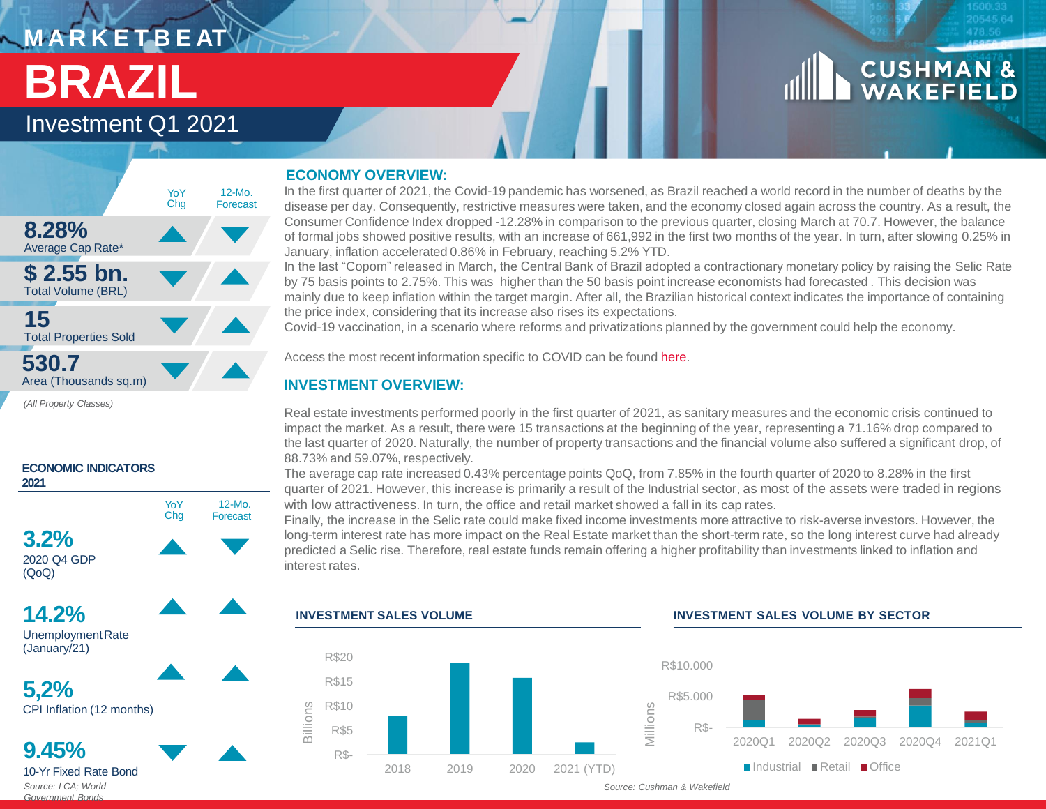# MARKETBEAT

# BRAZIL

## Investment Q1 2021

| | YoY Chg | 12-Mo. Forecast |
|---|---|---|
| **8.28%** Average Cap Rate* | ▲ | ▼ |
| **$ 2.55 bn.** Total Volume (BRL) | ▼ | ▲ |
| **15** Total Properties Sold | ▼ | ▲ |
| **530.7** Area (Thousands sq.m) | ▼ | ▲ |

*(All Property Classes)*

### ECONOMIC INDICATORS 2021

| | YoY Chg | 12-Mo. Forecast |
|---|---|---|
| **3.2%** 2020 Q4 GDP (QoQ) | ▲ | ▼ |
| **14.2%** Unemployment Rate (January/21) | ▲ | ▲ |
| **5,2%** CPI Inflation (12 months) | ▲ | ▲ |
| **9.45%** 10-Yr Fixed Rate Bond | ▼ | ▲ |

*Source: LCA; World Government Bonds*

## ECONOMY OVERVIEW:

In the first quarter of 2021, the Covid-19 pandemic has worsened, as Brazil reached a world record in the number of deaths by the disease per day. Consequently, restrictive measures were taken, and the economy closed again across the country. As a result, the Consumer Confidence Index dropped -12.28% in comparison to the previous quarter, closing March at 70.7. However, the balance of formal jobs showed positive results, with an increase of 661,992 in the first two months of the year. In turn, after slowing 0.25% in January, inflation accelerated 0.86% in February, reaching 5.2% YTD.

In the last "Copom" released in March, the Central Bank of Brazil adopted a contractionary monetary policy by raising the Selic Rate by 75 basis points to 2.75%. This was higher than the 50 basis point increase economists had forecasted . This decision was mainly due to keep inflation within the target margin. After all, the Brazilian historical context indicates the importance of containing the price index, considering that its increase also rises its expectations.

Covid-19 vaccination, in a scenario where reforms and privatizations planned by the government could help the economy.

Access the most recent information specific to COVID can be found here.

## INVESTMENT OVERVIEW:

Real estate investments performed poorly in the first quarter of 2021, as sanitary measures and the economic crisis continued to impact the market. As a result, there were 15 transactions at the beginning of the year, representing a 71.16% drop compared to the last quarter of 2020. Naturally, the number of property transactions and the financial volume also suffered a significant drop, of 88.73% and 59.07%, respectively.

The average cap rate increased 0.43% percentage points QoQ, from 7.85% in the fourth quarter of 2020 to 8.28% in the first quarter of 2021. However, this increase is primarily a result of the Industrial sector, as most of the assets were traded in regions with low attractiveness. In turn, the office and retail market showed a fall in its cap rates.

Finally, the increase in the Selic rate could make fixed income investments more attractive to risk-averse investors. However, the long-term interest rate has more impact on the Real Estate market than the short-term rate, so the long interest curve had already predicted a Selic rise. Therefore, real estate funds remain offering a higher profitability than investments linked to inflation and interest rates.

### INVESTMENT SALES VOLUME

Billions: R$- to R$20 — 2018, 2019, 2020, 2021 (YTD)

### INVESTMENT SALES VOLUME BY SECTOR

Millions: R$- to R$10.000 — 2020Q1, 2020Q2, 2020Q3, 2020Q4, 2021Q1 (Industrial, Retail, Office)

*Source: Cushman & Wakefield*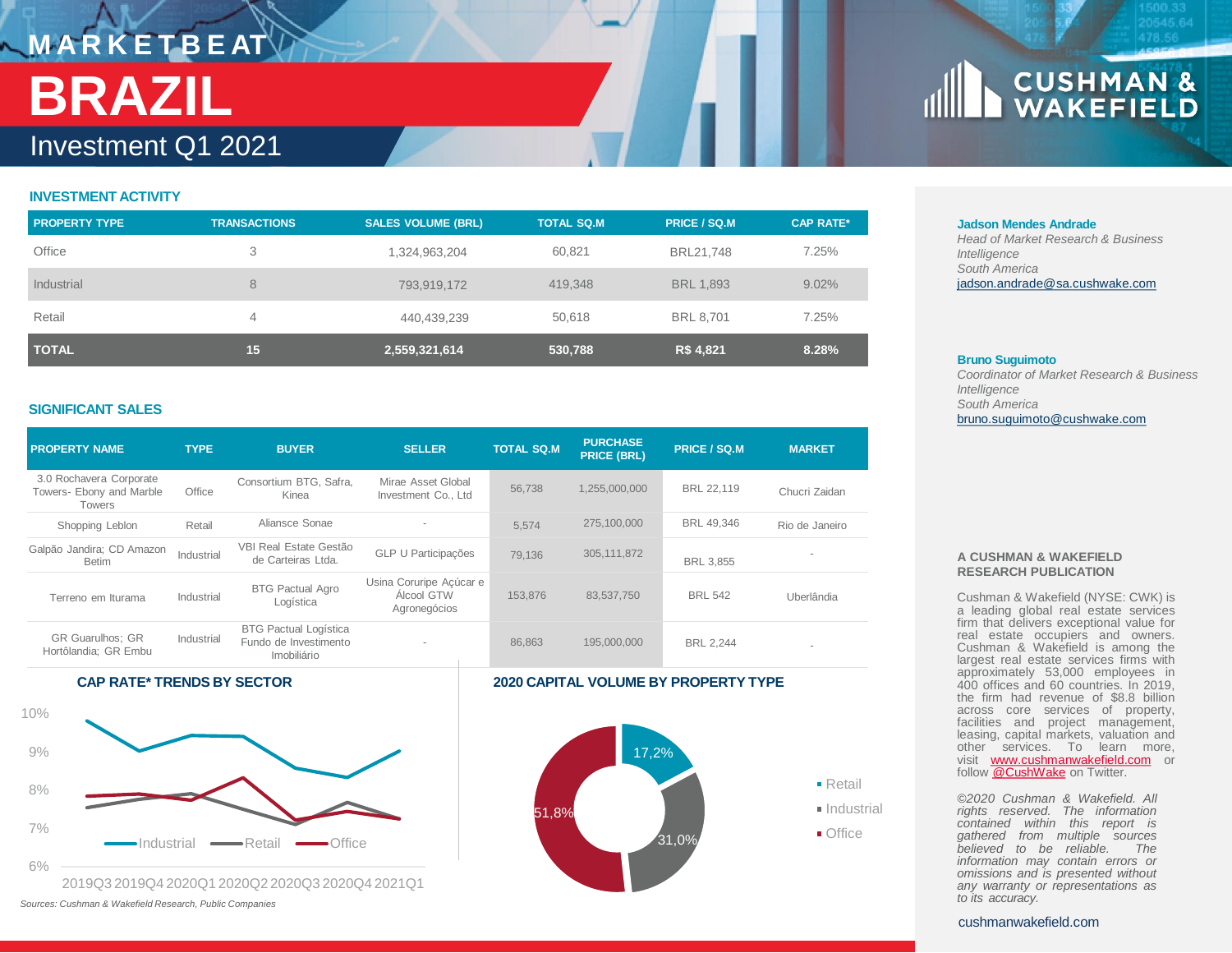# MARKETBEAT

# BRAZIL

## Investment Q1 2021

### INVESTMENT ACTIVITY

| PROPERTY TYPE | TRANSACTIONS | SALES VOLUME (BRL) | TOTAL SQ.M | PRICE / SQ.M | CAP RATE* |
|---|---|---|---|---|---|
| Office | 3 | 1,324,963,204 | 60,821 | BRL21,748 | 7.25% |
| Industrial | 8 | 793,919,172 | 419,348 | BRL 1,893 | 9.02% |
| Retail | 4 | 440,439,239 | 50,618 | BRL 8,701 | 7.25% |
| **TOTAL** | **15** | **2,559,321,614** | **530,788** | **R$ 4,821** | **8.28%** |

### SIGNIFICANT SALES

| PROPERTY NAME | TYPE | BUYER | SELLER | TOTAL SQ.M | PURCHASE PRICE (BRL) | PRICE / SQ.M | MARKET |
|---|---|---|---|---|---|---|---|
| 3.0 Rochavera Corporate Towers- Ebony and Marble Towers | Office | Consortium BTG, Safra, Kinea | Mirae Asset Global Investment Co., Ltd | 56,738 | 1,255,000,000 | BRL 22,119 | Chucri Zaidan |
| Shopping Leblon | Retail | Aliansce Sonae | - | 5,574 | 275,100,000 | BRL 49,346 | Rio de Janeiro |
| Galpão Jandira; CD Amazon Betim | Industrial | VBI Real Estate Gestão de Carteiras Ltda. | GLP U Participações | 79,136 | 305,111,872 | BRL 3,855 | - |
| Terreno em Iturama | Industrial | BTG Pactual Agro Logística | Usina Coruripe Açúcar e Álcool GTW Agronegócios | 153,876 | 83,537,750 | BRL 542 | Uberlândia |
| GR Guarulhos; GR Hortôlandia; GR Embu | Industrial | BTG Pactual Logística Fundo de Investimento Imobiliário | - | 86,863 | 195,000,000 | BRL 2,244 | - |

### CAP RATE* TRENDS BY SECTOR

10%
9%
8%
7%
6%

2019Q3 2019Q4 2020Q1 2020Q2 2020Q3 2020Q4 2021Q1

Industrial Retail Office

### 2020 CAPITAL VOLUME BY PROPERTY TYPE

17,2%
31,0%
51,8%

Retail
Industrial
Office

*Sources: Cushman & Wakefield Research, Public Companies*

**Jadson Mendes Andrade**
*Head of Market Research & Business Intelligence*
*South America*
jadson.andrade@sa.cushwake.com

**Bruno Suguimoto**
*Coordinator of Market Research & Business Intelligence*
*South America*
bruno.suguimoto@cushwake.com

**A CUSHMAN & WAKEFIELD RESEARCH PUBLICATION**

Cushman & Wakefield (NYSE: CWK) is a leading global real estate services firm that delivers exceptional value for real estate occupiers and owners. Cushman & Wakefield is among the largest real estate services firms with approximately 53,000 employees in 400 offices and 60 countries. In 2019, the firm had revenue of $8.8 billion across core services of property, facilities and project management, leasing, capital markets, valuation and other services. To learn more, visit www.cushmanwakefield.com or follow @CushWake on Twitter.

*©2020 Cushman & Wakefield. All rights reserved. The information contained within this report is gathered from multiple sources believed to be reliable. The information may contain errors or omissions and is presented without any warranty or representations as to its accuracy.*

cushmanwakefield.com